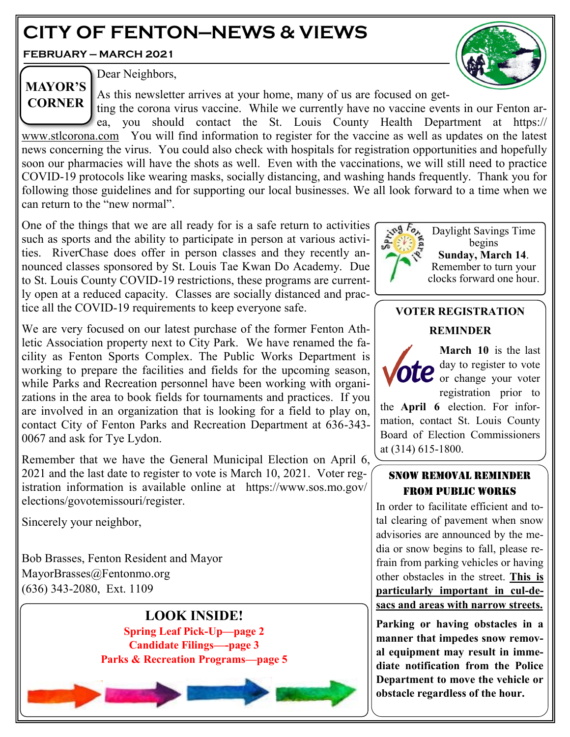# CITY OF FENTON—NEWS & VIEWS

**FEBRUARY – MARCH 2021**

## MAYOR'S CORNER

Dear Neighbors,

As this newsletter arrives at your home, many of us are focused on getting the corona virus vaccine. While we currently have no vaccine events in our Fenton area, you should contact the St. Louis County Health Department at https://www.stlcorona.com You will find information to register for the vaccine as well as updates on the latest news concerning the virus. You could also check with hospitals for registration opportunities and hopefully soon our pharmacies will have the shots as well. Even with the vaccinations, we will still need to practice COVID-19 protocols like wearing masks, socially distancing, and washing hands frequently. Thank you for following those guidelines and for supporting our local businesses. We all look forward to a time when we can return to the "new normal".

One of the things that we are all ready for is a safe return to activities such as sports and the ability to participate in person at various activities. RiverChase does offer in person classes and they recently announced classes sponsored by St. Louis Tae Kwan Do Academy. Due to St. Louis County COVID-19 restrictions, these programs are currently open at a reduced capacity. Classes are socially distanced and practice all the COVID-19 requirements to keep everyone safe.

We are very focused on our latest purchase of the former Fenton Athletic Association property next to City Park. We have renamed the facility as Fenton Sports Complex. The Public Works Department is working to prepare the facilities and fields for the upcoming season, while Parks and Recreation personnel have been working with organizations in the area to book fields for tournaments and practices. If you are involved in an organization that is looking for a field to play on, contact City of Fenton Parks and Recreation Department at 636-343-0067 and ask for Tye Lydon.

Remember that we have the General Municipal Election on April 6, 2021 and the last date to register to vote is March 10, 2021. Voter registration information is available online at https://www.sos.mo.gov/elections/govotemissouri/register.

Sincerely your neighbor,

Bob Brasses, Fenton Resident and Mayor
MayorBrasses@Fentonmo.org
(636) 343-2080, Ext. 1109

### LOOK INSIDE!

**Spring Leaf Pick-Up—page 2**
**Candidate Filings—-page 3**
**Parks & Recreation Programs—page 5**

---

Spring Forward!

Daylight Savings Time begins **Sunday, March 14**. Remember to turn your clocks forward one hour.

---

### VOTER REGISTRATION REMINDER

Vote

**March 10** is the last day to register to vote or change your voter registration prior to the **April 6** election. For information, contact St. Louis County Board of Election Commissioners at (314) 615-1800.

---

### SNOW REMOVAL REMINDER FROM PUBLIC WORKS

In order to facilitate efficient and total clearing of pavement when snow advisories are announced by the media or snow begins to fall, please refrain from parking vehicles or having other obstacles in the street. **This is particularly important in cul-de-sacs and areas with narrow streets.**

**Parking or having obstacles in a manner that impedes snow removal equipment may result in immediate notification from the Police Department to move the vehicle or obstacle regardless of the hour.**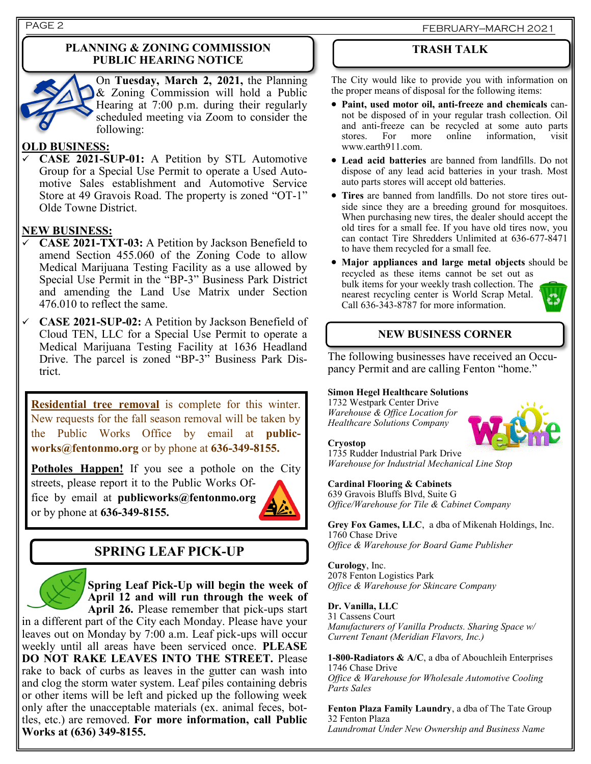## PLANNING & ZONING COMMISSION PUBLIC HEARING NOTICE

On **Tuesday, March 2, 2021,** the Planning & Zoning Commission will hold a Public Hearing at 7:00 p.m. during their regularly scheduled meeting via Zoom to consider the following:

**OLD BUSINESS:**

- ✓ **CASE 2021-SUP-01:** A Petition by STL Automotive Group for a Special Use Permit to operate a Used Automotive Sales establishment and Automotive Service Store at 49 Gravois Road. The property is zoned "OT-1" Olde Towne District.

**NEW BUSINESS:**

- ✓ **CASE 2021-TXT-03:** A Petition by Jackson Benefield to amend Section 455.060 of the Zoning Code to allow Medical Marijuana Testing Facility as a use allowed by Special Use Permit in the "BP-3" Business Park District and amending the Land Use Matrix under Section 476.010 to reflect the same.
- ✓ **CASE 2021-SUP-02:** A Petition by Jackson Benefield of Cloud TEN, LLC for a Special Use Permit to operate a Medical Marijuana Testing Facility at 1636 Headland Drive. The parcel is zoned "BP-3" Business Park District.

**Residential tree removal** is complete for this winter. New requests for the fall season removal will be taken by the Public Works Office by email at **publicworks@fentonmo.org** or by phone at **636-349-8155.**

**Potholes Happen!** If you see a pothole on the City streets, please report it to the Public Works Office by email at **publicworks@fentonmo.org** or by phone at **636-349-8155.**

## SPRING LEAF PICK-UP

**Spring Leaf Pick-Up will begin the week of April 12 and will run through the week of April 26.** Please remember that pick-ups start in a different part of the City each Monday. Please have your leaves out on Monday by 7:00 a.m. Leaf pick-ups will occur weekly until all areas have been serviced once. **PLEASE DO NOT RAKE LEAVES INTO THE STREET.** Please rake to back of curbs as leaves in the gutter can wash into and clog the storm water system. Leaf piles containing debris or other items will be left and picked up the following week only after the unacceptable materials (ex. animal feces, bottles, etc.) are removed. **For more information, call Public Works at (636) 349-8155.**

## TRASH TALK

The City would like to provide you with information on the proper means of disposal for the following items:

- **Paint, used motor oil, anti-freeze and chemicals** cannot be disposed of in your regular trash collection. Oil and anti-freeze can be recycled at some auto parts stores. For more online information, visit www.earth911.com.
- **Lead acid batteries** are banned from landfills. Do not dispose of any lead acid batteries in your trash. Most auto parts stores will accept old batteries.
- **Tires** are banned from landfills. Do not store tires outside since they are a breeding ground for mosquitoes. When purchasing new tires, the dealer should accept the old tires for a small fee. If you have old tires now, you can contact Tire Shredders Unlimited at 636-677-8471 to have them recycled for a small fee.
- **Major appliances and large metal objects** should be recycled as these items cannot be set out as bulk items for your weekly trash collection. The nearest recycling center is World Scrap Metal. Call 636-343-8787 for more information.

## NEW BUSINESS CORNER

The following businesses have received an Occupancy Permit and are calling Fenton "home."

**Simon Hegel Healthcare Solutions**
1732 Westpark Center Drive
*Warehouse & Office Location for Healthcare Solutions Company*

**Cryostop**
1735 Rudder Industrial Park Drive
*Warehouse for Industrial Mechanical Line Stop*

**Cardinal Flooring & Cabinets**
639 Gravois Bluffs Blvd, Suite G
*Office/Warehouse for Tile & Cabinet Company*

**Grey Fox Games, LLC**, a dba of Mikenah Holdings, Inc.
1760 Chase Drive
*Office & Warehouse for Board Game Publisher*

**Curology**, Inc.
2078 Fenton Logistics Park
*Office & Warehouse for Skincare Company*

**Dr. Vanilla, LLC**
31 Cassens Court
*Manufacturers of Vanilla Products. Sharing Space w/ Current Tenant (Meridian Flavors, Inc.)*

**1-800-Radiators & A/C**, a dba of Abouchleih Enterprises
1746 Chase Drive
*Office & Warehouse for Wholesale Automotive Cooling Parts Sales*

**Fenton Plaza Family Laundry**, a dba of The Tate Group
32 Fenton Plaza
*Laundromat Under New Ownership and Business Name*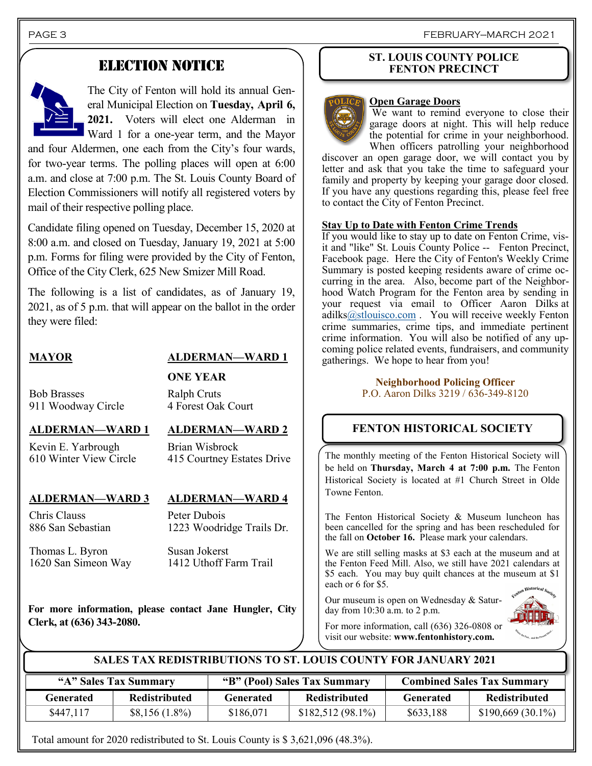## ELECTION NOTICE

The City of Fenton will hold its annual General Municipal Election on **Tuesday, April 6, 2021.** Voters will elect one Alderman in Ward 1 for a one-year term, and the Mayor and four Aldermen, one each from the City's four wards, for two-year terms. The polling places will open at 6:00 a.m. and close at 7:00 p.m. The St. Louis County Board of Election Commissioners will notify all registered voters by mail of their respective polling place.

Candidate filing opened on Tuesday, December 15, 2020 at 8:00 a.m. and closed on Tuesday, January 19, 2021 at 5:00 p.m. Forms for filing were provided by the City of Fenton, Office of the City Clerk, 625 New Smizer Mill Road.

The following is a list of candidates, as of January 19, 2021, as of 5 p.m. that will appear on the ballot in the order they were filed:

**MAYOR**

Bob Brasses
911 Woodway Circle

**ALDERMAN—WARD 1**
**ONE YEAR**

Ralph Cruts
4 Forest Oak Court

**ALDERMAN—WARD 1**

Kevin E. Yarbrough
610 Winter View Circle

**ALDERMAN—WARD 2**

Brian Wisbrock
415 Courtney Estates Drive

**ALDERMAN—WARD 3**

Chris Clauss
886 San Sebastian

Thomas L. Byron
1620 San Simeon Way

**ALDERMAN—WARD 4**

Peter Dubois
1223 Woodridge Trails Dr.

Susan Jokerst
1412 Uthoff Farm Trail

**For more information, please contact Jane Hungler, City Clerk, at (636) 343-2080.**

## ST. LOUIS COUNTY POLICE FENTON PRECINCT

**Open Garage Doors**

We want to remind everyone to close their garage doors at night. This will help reduce the potential for crime in your neighborhood. When officers patrolling your neighborhood discover an open garage door, we will contact you by letter and ask that you take the time to safeguard your family and property by keeping your garage door closed. If you have any questions regarding this, please feel free to contact the City of Fenton Precinct.

**Stay Up to Date with Fenton Crime Trends**

If you would like to stay up to date on Fenton Crime, visit and "like" St. Louis County Police -- Fenton Precinct, Facebook page. Here the City of Fenton's Weekly Crime Summary is posted keeping residents aware of crime occurring in the area. Also, become part of the Neighborhood Watch Program for the Fenton area by sending in your request via email to Officer Aaron Dilks at adilks@stlouisco.com . You will receive weekly Fenton crime summaries, crime tips, and immediate pertinent crime information. You will also be notified of any upcoming police related events, fundraisers, and community gatherings. We hope to hear from you!

**Neighborhood Policing Officer**
P.O. Aaron Dilks 3219 / 636-349-8120

## FENTON HISTORICAL SOCIETY

The monthly meeting of the Fenton Historical Society will be held on **Thursday, March 4 at 7:00 p.m.** The Fenton Historical Society is located at #1 Church Street in Olde Towne Fenton.

The Fenton Historical Society & Museum luncheon has been cancelled for the spring and has been rescheduled for the fall on **October 16.** Please mark your calendars.

We are still selling masks at $3 each at the museum and at the Fenton Feed Mill. Also, we still have 2021 calendars at $5 each. You may buy quilt chances at the museum at $1 each or 6 for $5.

Our museum is open on Wednesday & Saturday from 10:30 a.m. to 2 p.m.

For more information, call (636) 326-0808 or visit our website: **www.fentonhistory.com.**

## SALES TAX REDISTRIBUTIONS TO ST. LOUIS COUNTY FOR JANUARY 2021

| "A" Sales Tax Summary | | "B" (Pool) Sales Tax Summary | | Combined Sales Tax Summary | |
|---|---|---|---|---|---|
| Generated | Redistributed | Generated | Redistributed | Generated | Redistributed |
| $447,117 | $8,156 (1.8%) | $186,071 | $182,512 (98.1%) | $633,188 | $190,669 (30.1%) |

Total amount for 2020 redistributed to St. Louis County is $ 3,621,096 (48.3%).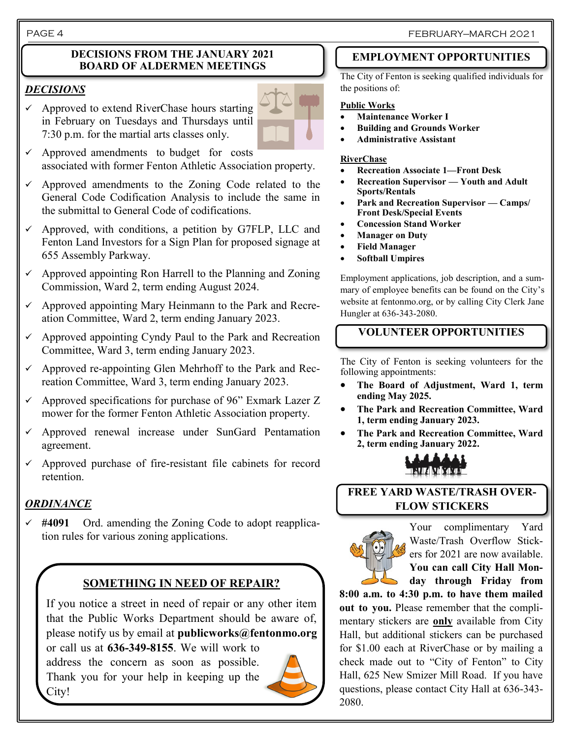## DECISIONS FROM THE JANUARY 2021 BOARD OF ALDERMEN MEETINGS

### *DECISIONS*

- ✓ Approved to extend RiverChase hours starting in February on Tuesdays and Thursdays until 7:30 p.m. for the martial arts classes only.
- ✓ Approved amendments to budget for costs associated with former Fenton Athletic Association property.
- ✓ Approved amendments to the Zoning Code related to the General Code Codification Analysis to include the same in the submittal to General Code of codifications.
- ✓ Approved, with conditions, a petition by G7FLP, LLC and Fenton Land Investors for a Sign Plan for proposed signage at 655 Assembly Parkway.
- ✓ Approved appointing Ron Harrell to the Planning and Zoning Commission, Ward 2, term ending August 2024.
- ✓ Approved appointing Mary Heinmann to the Park and Recreation Committee, Ward 2, term ending January 2023.
- ✓ Approved appointing Cyndy Paul to the Park and Recreation Committee, Ward 3, term ending January 2023.
- ✓ Approved re-appointing Glen Mehrhoff to the Park and Recreation Committee, Ward 3, term ending January 2023.
- ✓ Approved specifications for purchase of 96" Exmark Lazer Z mower for the former Fenton Athletic Association property.
- ✓ Approved renewal increase under SunGard Pentamation agreement.
- ✓ Approved purchase of fire-resistant file cabinets for record retention.

### *ORDINANCE*

- ✓ **#4091** Ord. amending the Zoning Code to adopt reapplication rules for various zoning applications.

## SOMETHING IN NEED OF REPAIR?

If you notice a street in need of repair or any other item that the Public Works Department should be aware of, please notify us by email at **publicworks@fentonmo.org** or call us at **636-349-8155**. We will work to address the concern as soon as possible. Thank you for your help in keeping up the City!

## EMPLOYMENT OPPORTUNITIES

The City of Fenton is seeking qualified individuals for the positions of:

**Public Works**

- **Maintenance Worker I**
- **Building and Grounds Worker**
- **Administrative Assistant**

**RiverChase**

- **Recreation Associate 1—Front Desk**
- **Recreation Supervisor — Youth and Adult Sports/Rentals**
- **Park and Recreation Supervisor — Camps/ Front Desk/Special Events**
- **Concession Stand Worker**
- **Manager on Duty**
- **Field Manager**
- **Softball Umpires**

Employment applications, job description, and a summary of employee benefits can be found on the City's website at fentonmo.org, or by calling City Clerk Jane Hungler at 636-343-2080.

## VOLUNTEER OPPORTUNITIES

The City of Fenton is seeking volunteers for the following appointments:

- **The Board of Adjustment, Ward 1, term ending May 2025.**
- **The Park and Recreation Committee, Ward 1, term ending January 2023.**
- **The Park and Recreation Committee, Ward 2, term ending January 2022.**

## FREE YARD WASTE/TRASH OVERFLOW STICKERS

Your complimentary Yard Waste/Trash Overflow Stickers for 2021 are now available. **You can call City Hall Monday through Friday from 8:00 a.m. to 4:30 p.m. to have them mailed out to you.** Please remember that the complimentary stickers are **only** available from City Hall, but additional stickers can be purchased for $1.00 each at RiverChase or by mailing a check made out to "City of Fenton" to City Hall, 625 New Smizer Mill Road. If you have questions, please contact City Hall at 636-343-2080.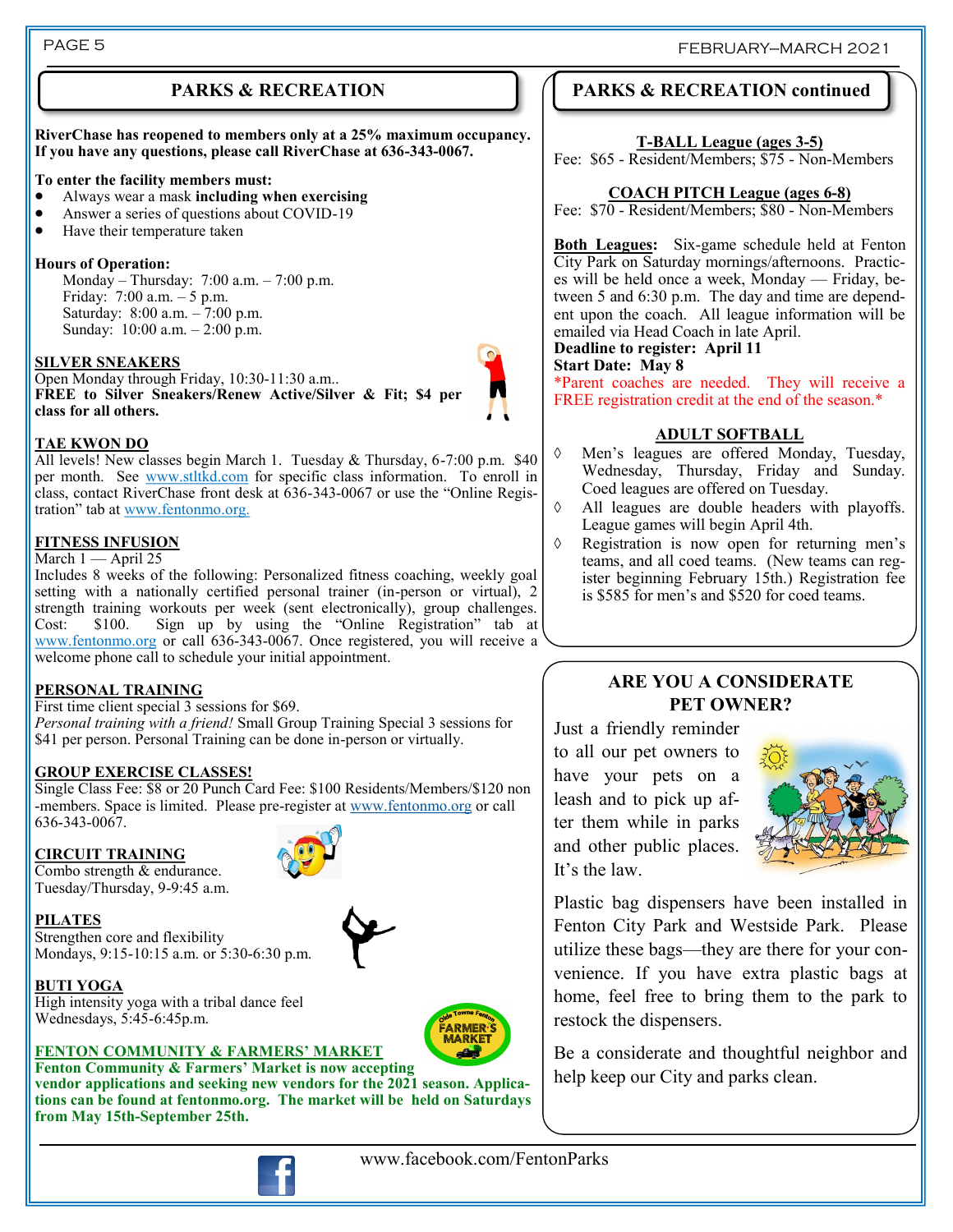## PARKS & RECREATION

**RiverChase has reopened to members only at a 25% maximum occupancy. If you have any questions, please call RiverChase at 636-343-0067.**

**To enter the facility members must:**

- Always wear a mask **including when exercising**
- Answer a series of questions about COVID-19
- Have their temperature taken

**Hours of Operation:**

Monday – Thursday: 7:00 a.m. – 7:00 p.m.
Friday: 7:00 a.m. – 5 p.m.
Saturday: 8:00 a.m. – 7:00 p.m.
Sunday: 10:00 a.m. – 2:00 p.m.

**SILVER SNEAKERS**

Open Monday through Friday, 10:30-11:30 a.m..
**FREE to Silver Sneakers/Renew Active/Silver & Fit; $4 per class for all others.**

**TAE KWON DO**

All levels! New classes begin March 1. Tuesday & Thursday, 6-7:00 p.m. $40 per month. See www.stltkd.com for specific class information. To enroll in class, contact RiverChase front desk at 636-343-0067 or use the "Online Registration" tab at www.fentonmo.org.

**FITNESS INFUSION**

March 1 — April 25
Includes 8 weeks of the following: Personalized fitness coaching, weekly goal setting with a nationally certified personal trainer (in-person or virtual), 2 strength training workouts per week (sent electronically), group challenges. Cost: $100. Sign up by using the "Online Registration" tab at www.fentonmo.org or call 636-343-0067. Once registered, you will receive a welcome phone call to schedule your initial appointment.

**PERSONAL TRAINING**

First time client special 3 sessions for $69.
*Personal training with a friend!* Small Group Training Special 3 sessions for $41 per person. Personal Training can be done in-person or virtually.

**GROUP EXERCISE CLASSES!**

Single Class Fee: $8 or 20 Punch Card Fee: $100 Residents/Members/$120 non-members. Space is limited. Please pre-register at www.fentonmo.org or call 636-343-0067.

**CIRCUIT TRAINING**

Combo strength & endurance.
Tuesday/Thursday, 9-9:45 a.m.

**PILATES**

Strengthen core and flexibility
Mondays, 9:15-10:15 a.m. or 5:30-6:30 p.m.

**BUTI YOGA**

High intensity yoga with a tribal dance feel
Wednesdays, 5:45-6:45p.m.

**FENTON COMMUNITY & FARMERS' MARKET**

**Fenton Community & Farmers' Market is now accepting vendor applications and seeking new vendors for the 2021 season. Applications can be found at fentonmo.com. The market will be held on Saturdays from May 15th-September 25th.**

## PARKS & RECREATION continued

**T-BALL League (ages 3-5)**

Fee: $65 - Resident/Members; $75 - Non-Members

**COACH PITCH League (ages 6-8)**

Fee: $70 - Resident/Members; $80 - Non-Members

**Both Leagues:** Six-game schedule held at Fenton City Park on Saturday mornings/afternoons. Practices will be held once a week, Monday — Friday, between 5 and 6:30 p.m. The day and time are dependent upon the coach. All league information will be emailed via Head Coach in late April.
**Deadline to register: April 11**
**Start Date: May 8**
*Parent coaches are needed. They will receive a FREE registration credit at the end of the season.*

**ADULT SOFTBALL**

- Men's leagues are offered Monday, Tuesday, Wednesday, Thursday, Friday and Sunday. Coed leagues are offered on Tuesday.
- All leagues are double headers with playoffs. League games will begin April 4th.
- Registration is now open for returning men's teams, and all coed teams. (New teams can register beginning February 15th.) Registration fee is $585 for men's and $520 for coed teams.

## ARE YOU A CONSIDERATE PET OWNER?

Just a friendly reminder to all our pet owners to have your pets on a leash and to pick up after them while in parks and other public places. It's the law.

Plastic bag dispensers have been installed in Fenton City Park and Westside Park. Please utilize these bags—they are there for your convenience. If you have extra plastic bags at home, feel free to bring them to the park to restock the dispensers.

Be a considerate and thoughtful neighbor and help keep our City and parks clean.

www.facebook.com/FentonParks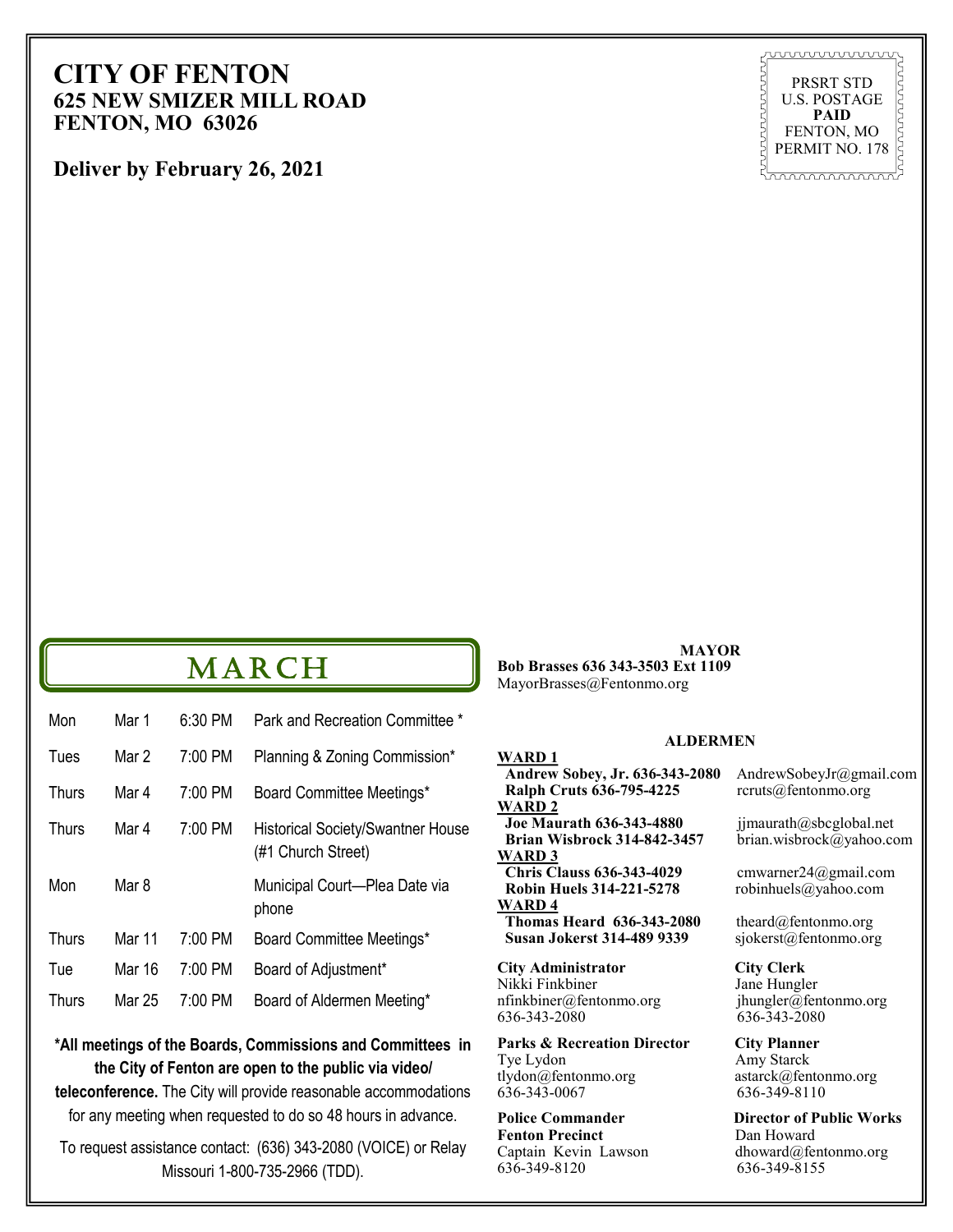# CITY OF FENTON
## 625 NEW SMIZER MILL ROAD
## FENTON, MO 63026

**Deliver by February 26, 2021**

PRSRT STD
U.S. POSTAGE
**PAID**
FENTON, MO
PERMIT NO. 178

## MARCH

| | | | |
|---|---|---|---|
| Mon | Mar 1 | 6:30 PM | Park and Recreation Committee * |
| Tues | Mar 2 | 7:00 PM | Planning & Zoning Commission* |
| Thurs | Mar 4 | 7:00 PM | Board Committee Meetings* |
| Thurs | Mar 4 | 7:00 PM | Historical Society/Swantner House (#1 Church Street) |
| Mon | Mar 8 | | Municipal Court—Plea Date via phone |
| Thurs | Mar 11 | 7:00 PM | Board Committee Meetings* |
| Tue | Mar 16 | 7:00 PM | Board of Adjustment* |
| Thurs | Mar 25 | 7:00 PM | Board of Aldermen Meeting* |

**\*All meetings of the Boards, Commissions and Committees in the City of Fenton are open to the public via video/ teleconference.** The City will provide reasonable accommodations for any meeting when requested to do so 48 hours in advance.

To request assistance contact: (636) 343-2080 (VOICE) or Relay Missouri 1-800-735-2966 (TDD).

**MAYOR**
**Bob Brasses 636 343-3503 Ext 1109**
MayorBrasses@Fentonmo.org

**ALDERMEN**

**WARD 1**
**Andrew Sobey, Jr. 636-343-2080** AndrewSobeyJr@gmail.com
**Ralph Cruts 636-795-4225** rcruts@fentonmo.org

**WARD 2**
**Joe Maurath 636-343-4880** jjmaurath@sbcglobal.net
**Brian Wisbrock 314-842-3457** brian.wisbrock@yahoo.com

**WARD 3**
**Chris Clauss 636-343-4029** cmwarner24@gmail.com
**Robin Huels 314-221-5278** robinhuels@yahoo.com

**WARD 4**
**Thomas Heard 636-343-2080** theard@fentonmo.org
**Susan Jokerst 314-489 9339** sjokerst@fentonmo.org

**City Administrator**
Nikki Finkbiner
nfinkbiner@fentonmo.org
636-343-2080

**City Clerk**
Jane Hungler
jhungler@fentonmo.org
636-343-2080

**Parks & Recreation Director**
Tye Lydon
tlydon@fentonmo.org
636-343-0067

**City Planner**
Amy Starck
astarck@fentonmo.org
636-349-8110

**Police Commander**
**Fenton Precinct**
Captain Kevin Lawson
636-349-8120

**Director of Public Works**
Dan Howard
dhoward@fentonmo.org
636-349-8155